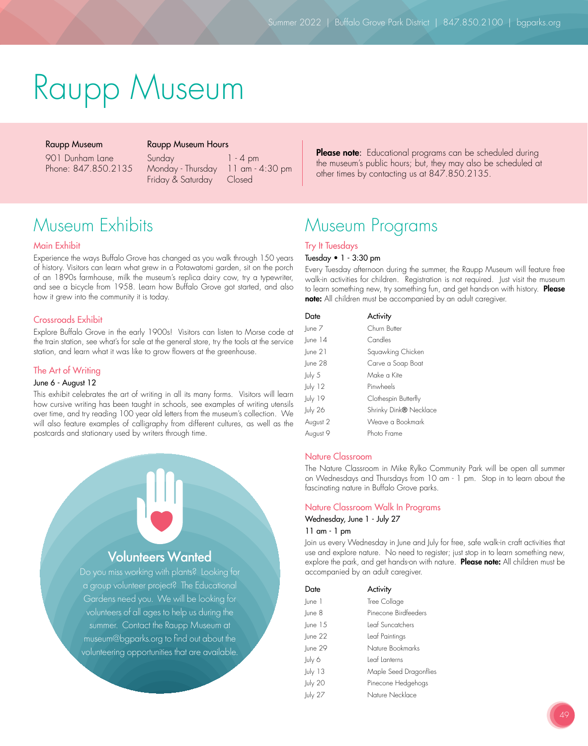# Raupp Museum

**Raupp Museum**
901 Dunham Lane
Phone: 847.850.2135

**Raupp Museum Hours**

| | |
|---|---|
| Sunday | 1 - 4 pm |
| Monday - Thursday | 11 am - 4:30 pm |
| Friday & Saturday | Closed |

**Please note**: Educational programs can be scheduled during the museum's public hours; but, they may also be scheduled at other times by contacting us at 847.850.2135.

## Museum Exhibits

### Main Exhibit

Experience the ways Buffalo Grove has changed as you walk through 150 years of history. Visitors can learn what grew in a Potawatomi garden, sit on the porch of an 1890s farmhouse, milk the museum's replica dairy cow, try a typewriter, and see a bicycle from 1958. Learn how Buffalo Grove got started, and also how it grew into the community it is today.

### Crossroads Exhibit

Explore Buffalo Grove in the early 1900s! Visitors can listen to Morse code at the train station, see what's for sale at the general store, try the tools at the service station, and learn what it was like to grow flowers at the greenhouse.

### The Art of Writing

June 6 - August 12

This exhibit celebrates the art of writing in all its many forms. Visitors will learn how cursive writing has been taught in schools, see examples of writing utensils over time, and try reading 100 year old letters from the museum's collection. We will also feature examples of calligraphy from different cultures, as well as the postcards and stationary used by writers through time.

### Volunteers Wanted

Do you miss working with plants? Looking for a group volunteer project? The Educational Gardens need you. We will be looking for volunteers of all ages to help us during the summer. Contact the Raupp Museum at museum@bgparks.org to find out about the volunteering opportunities that are available.

## Museum Programs

### Try It Tuesdays

Tuesday • 1 - 3:30 pm

Every Tuesday afternoon during the summer, the Raupp Museum will feature free walk-in activities for children. Registration is not required. Just visit the museum to learn something new, try something fun, and get hands-on with history. **Please note:** All children must be accompanied by an adult caregiver.

| Date | Activity |
|---|---|
| June 7 | Churn Butter |
| June 14 | Candles |
| June 21 | Squawking Chicken |
| June 28 | Carve a Soap Boat |
| July 5 | Make a Kite |
| July 12 | Pinwheels |
| July 19 | Clothespin Butterfly |
| July 26 | Shrinky Dink® Necklace |
| August 2 | Weave a Bookmark |
| August 9 | Photo Frame |

### Nature Classroom

The Nature Classroom in Mike Rylko Community Park will be open all summer on Wednesdays and Thursdays from 10 am - 1 pm. Stop in to learn about the fascinating nature in Buffalo Grove parks.

### Nature Classroom Walk In Programs

Wednesday, June 1 - July 27

11 am - 1 pm

Join us every Wednesday in June and July for free, safe walk-in craft activities that use and explore nature. No need to register; just stop in to learn something new, explore the park, and get hands-on with nature. **Please note:** All children must be accompanied by an adult caregiver.

| Date | Activity |
|---|---|
| June 1 | Tree Collage |
| June 8 | Pinecone Birdfeeders |
| June 15 | Leaf Suncatchers |
| June 22 | Leaf Paintings |
| June 29 | Nature Bookmarks |
| July 6 | Leaf Lanterns |
| July 13 | Maple Seed Dragonflies |
| July 20 | Pinecone Hedgehogs |
| July 27 | Nature Necklace |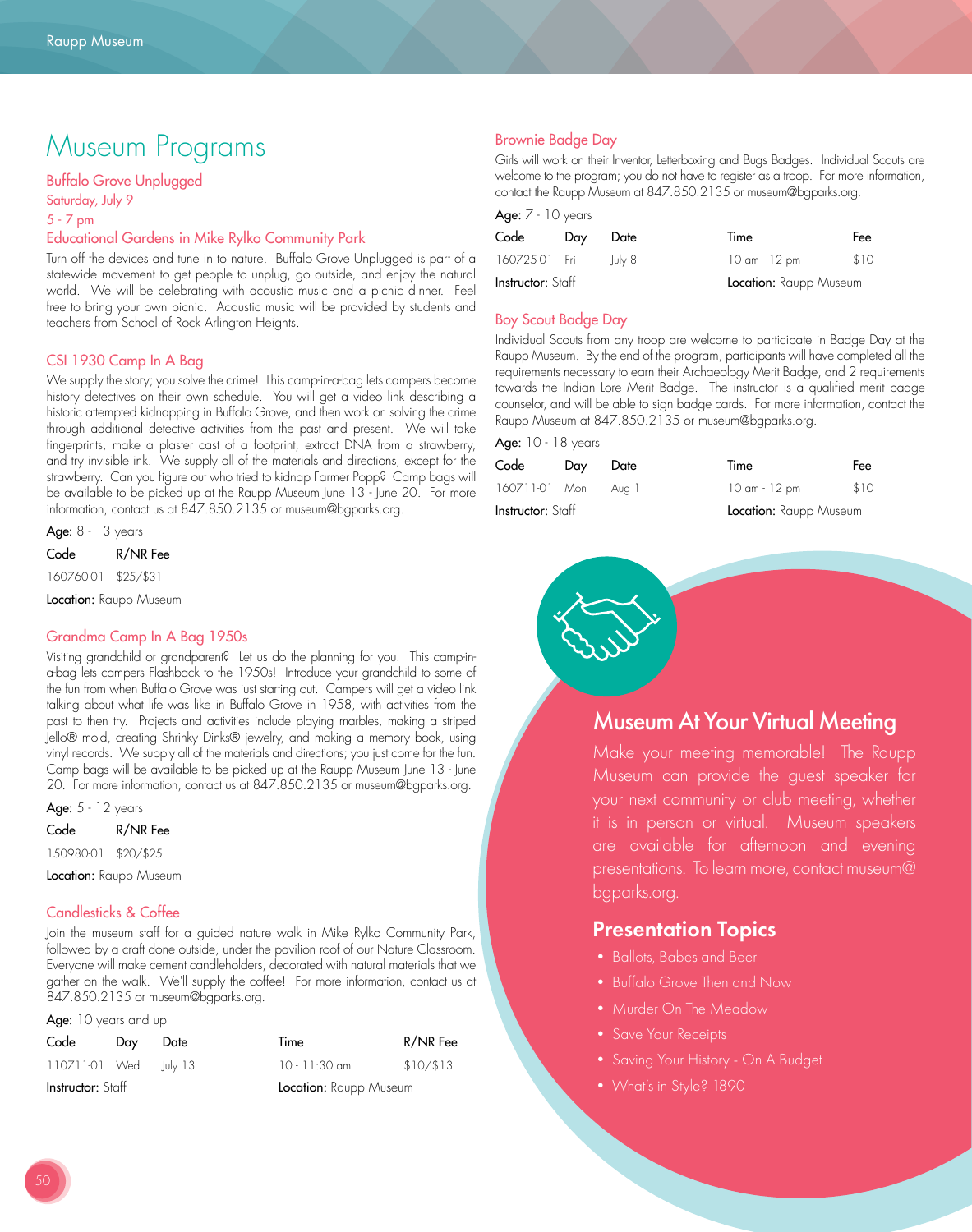# Museum Programs

## Buffalo Grove Unplugged

Saturday, July 9

5 - 7 pm

Educational Gardens in Mike Rylko Community Park

Turn off the devices and tune in to nature. Buffalo Grove Unplugged is part of a statewide movement to get people to unplug, go outside, and enjoy the natural world. We will be celebrating with acoustic music and a picnic dinner. Feel free to bring your own picnic. Acoustic music will be provided by students and teachers from School of Rock Arlington Heights.

## CSI 1930 Camp In A Bag

We supply the story; you solve the crime! This camp-in-a-bag lets campers become history detectives on their own schedule. You will get a video link describing a historic attempted kidnapping in Buffalo Grove, and then work on solving the crime through additional detective activities from the past and present. We will take fingerprints, make a plaster cast of a footprint, extract DNA from a strawberry, and try invisible ink. We supply all of the materials and directions, except for the strawberry. Can you figure out who tried to kidnap Farmer Popp? Camp bags will be available to be picked up at the Raupp Museum June 13 - June 20. For more information, contact us at 847.850.2135 or museum@bgparks.org.

**Age:** 8 - 13 years

| Code | R/NR Fee |
| --- | --- |
| 160760-01 | $25/$31 |

**Location:** Raupp Museum

## Grandma Camp In A Bag 1950s

Visiting grandchild or grandparent? Let us do the planning for you. This camp-in-a-bag lets campers Flashback to the 1950s! Introduce your grandchild to some of the fun from when Buffalo Grove was just starting out. Campers will get a video link talking about what life was like in Buffalo Grove in 1958, with activities from the past to then try. Projects and activities include playing marbles, making a striped Jello® mold, creating Shrinky Dinks® jewelry, and making a memory book, using vinyl records. We supply all of the materials and directions; you just come for the fun. Camp bags will be available to be picked up at the Raupp Museum June 13 - June 20. For more information, contact us at 847.850.2135 or museum@bgparks.org.

**Age:** 5 - 12 years

| Code | R/NR Fee |
| --- | --- |
| 150980-01 | $20/$25 |

**Location:** Raupp Museum

## Candlesticks & Coffee

Join the museum staff for a guided nature walk in Mike Rylko Community Park, followed by a craft done outside, under the pavilion roof of our Nature Classroom. Everyone will make cement candleholders, decorated with natural materials that we gather on the walk. We'll supply the coffee! For more information, contact us at 847.850.2135 or museum@bgparks.org.

**Age:** 10 years and up

| Code | Day | Date | Time | R/NR Fee |
| --- | --- | --- | --- | --- |
| 110711-01 | Wed | July 13 | 10 - 11:30 am | $10/$13 |

**Instructor:** Staff **Location:** Raupp Museum

## Brownie Badge Day

Girls will work on their Inventor, Letterboxing and Bugs Badges. Individual Scouts are welcome to the program; you do not have to register as a troop. For more information, contact the Raupp Museum at 847.850.2135 or museum@bgparks.org.

**Age:** 7 - 10 years

| Code | Day | Date | Time | Fee |
| --- | --- | --- | --- | --- |
| 160725-01 | Fri | July 8 | 10 am - 12 pm | $10 |

**Instructor:** Staff **Location:** Raupp Museum

## Boy Scout Badge Day

Individual Scouts from any troop are welcome to participate in Badge Day at the Raupp Museum. By the end of the program, participants will have completed all the requirements necessary to earn their Archaeology Merit Badge, and 2 requirements towards the Indian Lore Merit Badge. The instructor is a qualified merit badge counselor, and will be able to sign badge cards. For more information, contact the Raupp Museum at 847.850.2135 or museum@bgparks.org.

**Age:** 10 - 18 years

| Code | Day | Date | Time | Fee |
| --- | --- | --- | --- | --- |
| 160711-01 | Mon | Aug 1 | 10 am - 12 pm | $10 |

**Instructor:** Staff **Location:** Raupp Museum

## Museum At Your Virtual Meeting

Make your meeting memorable! The Raupp Museum can provide the guest speaker for your next community or club meeting, whether it is in person or virtual. Museum speakers are available for afternoon and evening presentations. To learn more, contact museum@bgparks.org.

### Presentation Topics

- Ballots, Babes and Beer
- Buffalo Grove Then and Now
- Murder On The Meadow
- Save Your Receipts
- Saving Your History - On A Budget
- What's in Style? 1890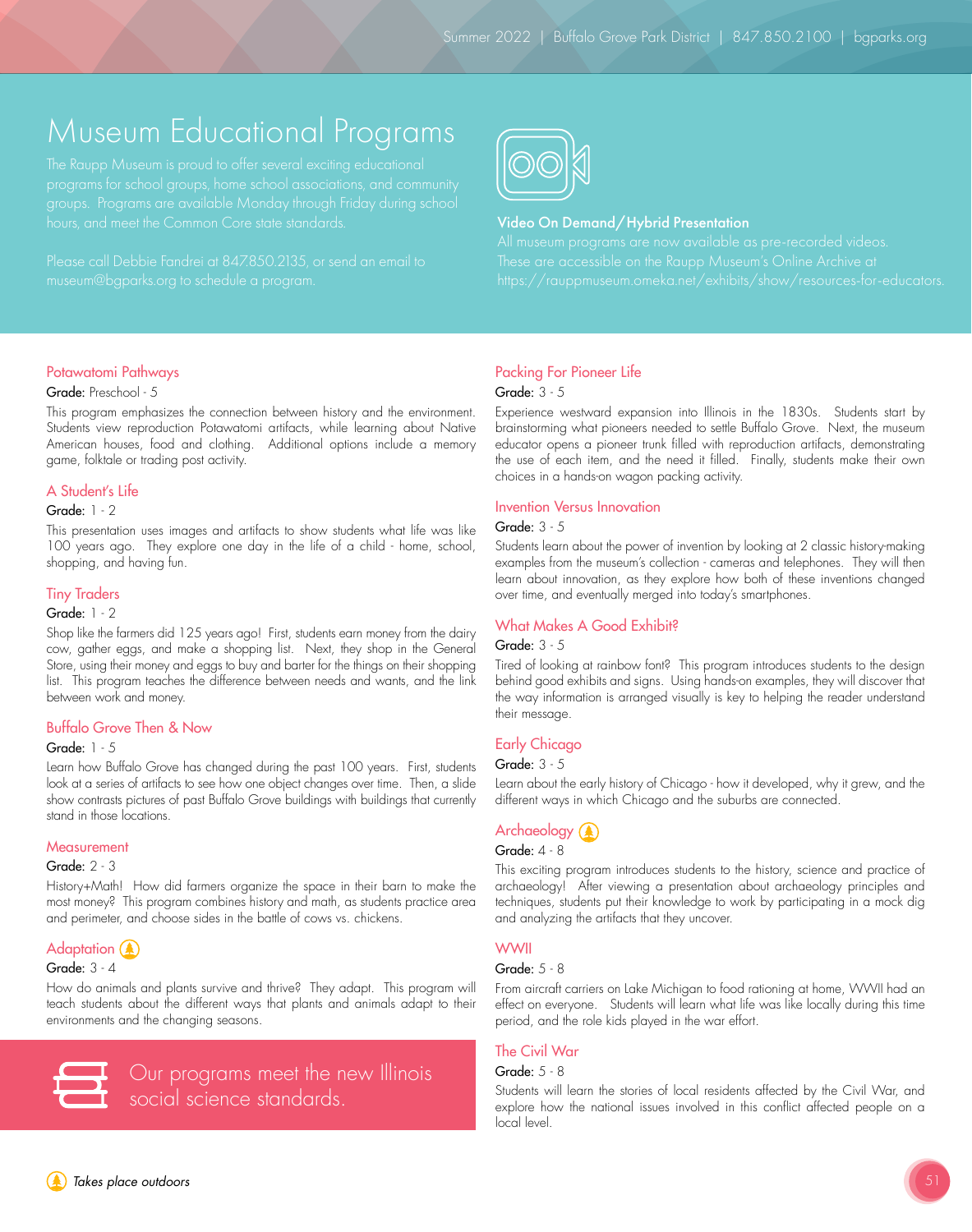# Museum Educational Programs

The Raupp Museum is proud to offer several exciting educational programs for school groups, home school associations, and community groups. Programs are available Monday through Friday during school hours, and meet the Common Core state standards.

Please call Debbie Fandrei at 847.850.2135, or send an email to museum@bgparks.org to schedule a program.

**Video On Demand/Hybrid Presentation**

All museum programs are now available as pre-recorded videos. These are accessible on the Raupp Museum's Online Archive at https://rauppmuseum.omeka.net/exhibits/show/resources-for-educators.

### Potawatomi Pathways

Grade: Preschool - 5

This program emphasizes the connection between history and the environment. Students view reproduction Potawatomi artifacts, while learning about Native American houses, food and clothing. Additional options include a memory game, folktale or trading post activity.

### A Student's Life

Grade: 1 - 2

This presentation uses images and artifacts to show students what life was like 100 years ago. They explore one day in the life of a child - home, school, shopping, and having fun.

### Tiny Traders

Grade: 1 - 2

Shop like the farmers did 125 years ago! First, students earn money from the dairy cow, gather eggs, and make a shopping list. Next, they shop in the General Store, using their money and eggs to buy and barter for the things on their shopping list. This program teaches the difference between needs and wants, and the link between work and money.

### Buffalo Grove Then & Now

Grade: 1 - 5

Learn how Buffalo Grove has changed during the past 100 years. First, students look at a series of artifacts to see how one object changes over time. Then, a slide show contrasts pictures of past Buffalo Grove buildings with buildings that currently stand in those locations.

### Measurement

Grade: 2 - 3

History+Math! How did farmers organize the space in their barn to make the most money? This program combines history and math, as students practice area and perimeter, and choose sides in the battle of cows vs. chickens.

### Adaptation (Takes place outdoors)

Grade: 3 - 4

How do animals and plants survive and thrive? They adapt. This program will teach students about the different ways that plants and animals adapt to their environments and the changing seasons.

Our programs meet the new Illinois social science standards.

### Packing For Pioneer Life

Grade: 3 - 5

Experience westward expansion into Illinois in the 1830s. Students start by brainstorming what pioneers needed to settle Buffalo Grove. Next, the museum educator opens a pioneer trunk filled with reproduction artifacts, demonstrating the use of each item, and the need it filled. Finally, students make their own choices in a hands-on wagon packing activity.

### Invention Versus Innovation

Grade: 3 - 5

Students learn about the power of invention by looking at 2 classic history-making examples from the museum's collection - cameras and telephones. They will then learn about innovation, as they explore how both of these inventions changed over time, and eventually merged into today's smartphones.

### What Makes A Good Exhibit?

Grade: 3 - 5

Tired of looking at rainbow font? This program introduces students to the design behind good exhibits and signs. Using hands-on examples, they will discover that the way information is arranged visually is key to helping the reader understand their message.

### Early Chicago

Grade: 3 - 5

Learn about the early history of Chicago - how it developed, why it grew, and the different ways in which Chicago and the suburbs are connected.

### Archaeology (Takes place outdoors)

Grade: 4 - 8

This exciting program introduces students to the history, science and practice of archaeology! After viewing a presentation about archaeology principles and techniques, students put their knowledge to work by participating in a mock dig and analyzing the artifacts that they uncover.

### WWII

Grade: 5 - 8

From aircraft carriers on Lake Michigan to food rationing at home, WWII had an effect on everyone. Students will learn what life was like locally during this time period, and the role kids played in the war effort.

### The Civil War

Grade: 5 - 8

Students will learn the stories of local residents affected by the Civil War, and explore how the national issues involved in this conflict affected people on a local level.

*Takes place outdoors*